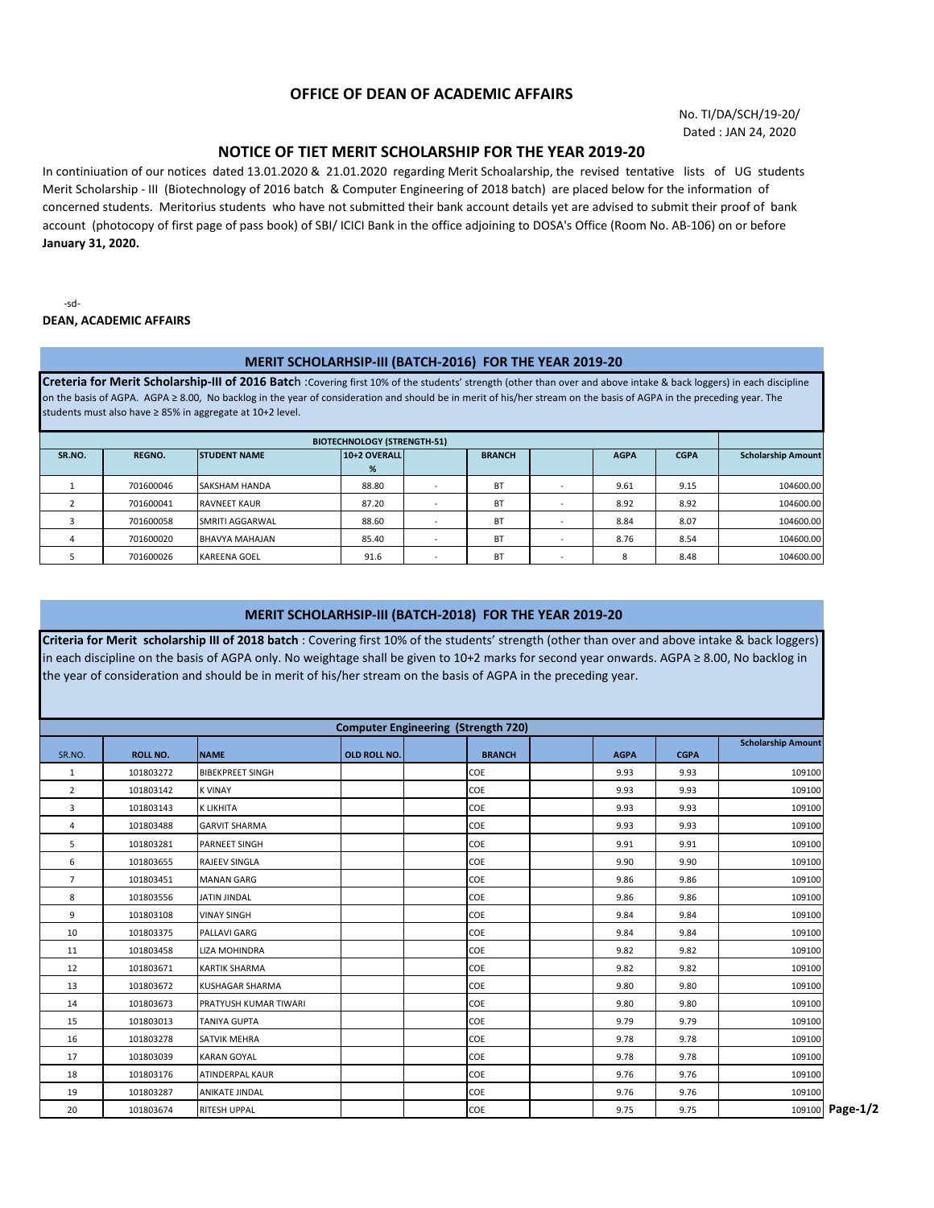# OFFICE OF DEAN OF ACADEMIC AFFAIRS

No. TI/DA/SCH/19-20/
Dated : JAN 24, 2020

## NOTICE OF TIET MERIT SCHOLARSHIP FOR THE YEAR 2019-20

In continiuation of our notices dated 13.01.2020 & 21.01.2020 regarding Merit Schoalarship, the revised tentative lists of UG students Merit Scholarship - III (Biotechnology of 2016 batch & Computer Engineering of 2018 batch) are placed below for the information of concerned students. Meritorius students who have not submitted their bank account details yet are advised to submit their proof of bank account (photocopy of first page of pass book) of SBI/ ICICI Bank in the office adjoining to DOSA's Office (Room No. AB-106) on or before **January 31, 2020.**

-sd-

**DEAN, ACADEMIC AFFAIRS**

### MERIT SCHOLARHSIP-III (BATCH-2016) FOR THE YEAR 2019-20

**Creteria for Merit Scholarship-III of 2016 Batc**h :Covering first 10% of the students' strength (other than over and above intake & back loggers) in each discipline on the basis of AGPA. AGPA ≥ 8.00, No backlog in the year of consideration and should be in merit of his/her stream on the basis of AGPA in the preceding year. The students must also have ≥ 85% in aggregate at 10+2 level.

| BIOTECHNOLOGY (STRENGTH-51) | | | | | | | | | |
|---|---|---|---|---|---|---|---|---|---|
| SR.NO. | REGNO. | STUDENT NAME | 10+2 OVERALL % | | BRANCH | | AGPA | CGPA | Scholarship Amount |
| 1 | 701600046 | SAKSHAM HANDA | 88.80 | - | BT | - | 9.61 | 9.15 | 104600.00 |
| 2 | 701600041 | RAVNEET KAUR | 87.20 | - | BT | - | 8.92 | 8.92 | 104600.00 |
| 3 | 701600058 | SMRITI AGGARWAL | 88.60 | - | BT | - | 8.84 | 8.07 | 104600.00 |
| 4 | 701600020 | BHAVYA MAHAJAN | 85.40 | - | BT | - | 8.76 | 8.54 | 104600.00 |
| 5 | 701600026 | KAREENA GOEL | 91.6 | - | BT | - | 8 | 8.48 | 104600.00 |

### MERIT SCHOLARHSIP-III (BATCH-2018) FOR THE YEAR 2019-20

**Criteria for Merit scholarship III of 2018 batch** : Covering first 10% of the students' strength (other than over and above intake & back loggers) in each discipline on the basis of AGPA only. No weightage shall be given to 10+2 marks for second year onwards. AGPA ≥ 8.00, No backlog in the year of consideration and should be in merit of his/her stream on the basis of AGPA in the preceding year.

| Computer Engineering (Strength 720) | | | | | | | | | |
|---|---|---|---|---|---|---|---|---|---|
| SR.NO. | ROLL NO. | NAME | OLD ROLL NO. | | BRANCH | | AGPA | CGPA | Scholarship Amount |
| 1 | 101803272 | BIBEKPREET SINGH | | | COE | | 9.93 | 9.93 | 109100 |
| 2 | 101803142 | K VINAY | | | COE | | 9.93 | 9.93 | 109100 |
| 3 | 101803143 | K LIKHITA | | | COE | | 9.93 | 9.93 | 109100 |
| 4 | 101803488 | GARVIT SHARMA | | | COE | | 9.93 | 9.93 | 109100 |
| 5 | 101803281 | PARNEET SINGH | | | COE | | 9.91 | 9.91 | 109100 |
| 6 | 101803655 | RAJEEV SINGLA | | | COE | | 9.90 | 9.90 | 109100 |
| 7 | 101803451 | MANAN GARG | | | COE | | 9.86 | 9.86 | 109100 |
| 8 | 101803556 | JATIN JINDAL | | | COE | | 9.86 | 9.86 | 109100 |
| 9 | 101803108 | VINAY SINGH | | | COE | | 9.84 | 9.84 | 109100 |
| 10 | 101803375 | PALLAVI GARG | | | COE | | 9.84 | 9.84 | 109100 |
| 11 | 101803458 | LIZA MOHINDRA | | | COE | | 9.82 | 9.82 | 109100 |
| 12 | 101803671 | KARTIK SHARMA | | | COE | | 9.82 | 9.82 | 109100 |
| 13 | 101803672 | KUSHAGAR SHARMA | | | COE | | 9.80 | 9.80 | 109100 |
| 14 | 101803673 | PRATYUSH KUMAR TIWARI | | | COE | | 9.80 | 9.80 | 109100 |
| 15 | 101803013 | TANIYA GUPTA | | | COE | | 9.79 | 9.79 | 109100 |
| 16 | 101803278 | SATVIK MEHRA | | | COE | | 9.78 | 9.78 | 109100 |
| 17 | 101803039 | KARAN GOYAL | | | COE | | 9.78 | 9.78 | 109100 |
| 18 | 101803176 | ATINDERPAL KAUR | | | COE | | 9.76 | 9.76 | 109100 |
| 19 | 101803287 | ANIKATE JINDAL | | | COE | | 9.76 | 9.76 | 109100 |
| 20 | 101803674 | RITESH UPPAL | | | COE | | 9.75 | 9.75 | 109100 |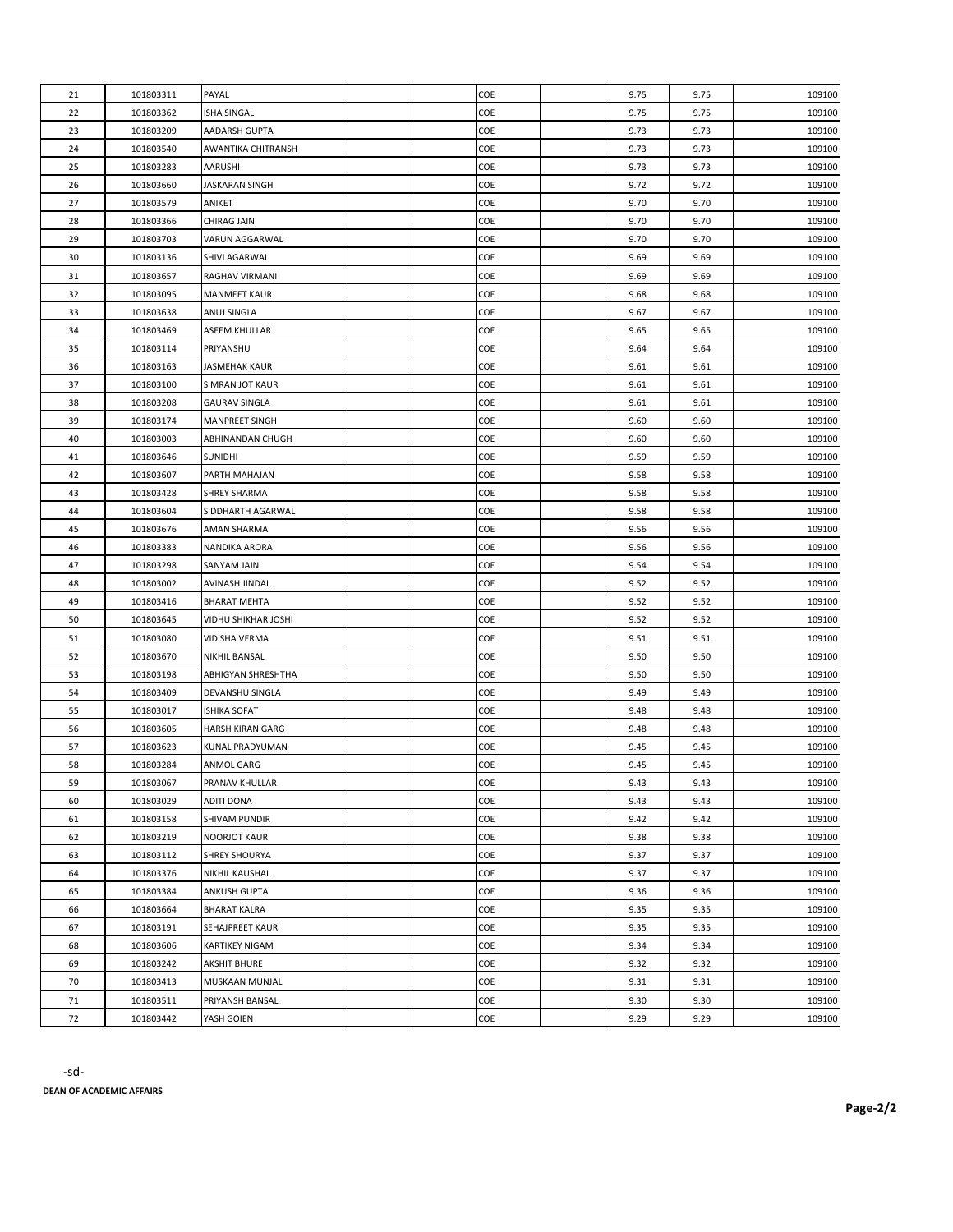| | | | | | | | | | |
|---|---|---|---|---|---|---|---|---|---|
| 21 | 101803311 | PAYAL | | | COE | | 9.75 | 9.75 | 109100 |
| 22 | 101803362 | ISHA SINGAL | | | COE | | 9.75 | 9.75 | 109100 |
| 23 | 101803209 | AADARSH GUPTA | | | COE | | 9.73 | 9.73 | 109100 |
| 24 | 101803540 | AWANTIKA CHITRANSH | | | COE | | 9.73 | 9.73 | 109100 |
| 25 | 101803283 | AARUSHI | | | COE | | 9.73 | 9.73 | 109100 |
| 26 | 101803660 | JASKARAN SINGH | | | COE | | 9.72 | 9.72 | 109100 |
| 27 | 101803579 | ANIKET | | | COE | | 9.70 | 9.70 | 109100 |
| 28 | 101803366 | CHIRAG JAIN | | | COE | | 9.70 | 9.70 | 109100 |
| 29 | 101803703 | VARUN AGGARWAL | | | COE | | 9.70 | 9.70 | 109100 |
| 30 | 101803136 | SHIVI AGARWAL | | | COE | | 9.69 | 9.69 | 109100 |
| 31 | 101803657 | RAGHAV VIRMANI | | | COE | | 9.69 | 9.69 | 109100 |
| 32 | 101803095 | MANMEET KAUR | | | COE | | 9.68 | 9.68 | 109100 |
| 33 | 101803638 | ANUJ SINGLA | | | COE | | 9.67 | 9.67 | 109100 |
| 34 | 101803469 | ASEEM KHULLAR | | | COE | | 9.65 | 9.65 | 109100 |
| 35 | 101803114 | PRIYANSHU | | | COE | | 9.64 | 9.64 | 109100 |
| 36 | 101803163 | JASMEHAK KAUR | | | COE | | 9.61 | 9.61 | 109100 |
| 37 | 101803100 | SIMRAN JOT KAUR | | | COE | | 9.61 | 9.61 | 109100 |
| 38 | 101803208 | GAURAV SINGLA | | | COE | | 9.61 | 9.61 | 109100 |
| 39 | 101803174 | MANPREET SINGH | | | COE | | 9.60 | 9.60 | 109100 |
| 40 | 101803003 | ABHINANDAN CHUGH | | | COE | | 9.60 | 9.60 | 109100 |
| 41 | 101803646 | SUNIDHI | | | COE | | 9.59 | 9.59 | 109100 |
| 42 | 101803607 | PARTH MAHAJAN | | | COE | | 9.58 | 9.58 | 109100 |
| 43 | 101803428 | SHREY SHARMA | | | COE | | 9.58 | 9.58 | 109100 |
| 44 | 101803604 | SIDDHARTH AGARWAL | | | COE | | 9.58 | 9.58 | 109100 |
| 45 | 101803676 | AMAN SHARMA | | | COE | | 9.56 | 9.56 | 109100 |
| 46 | 101803383 | NANDIKA ARORA | | | COE | | 9.56 | 9.56 | 109100 |
| 47 | 101803298 | SANYAM JAIN | | | COE | | 9.54 | 9.54 | 109100 |
| 48 | 101803002 | AVINASH JINDAL | | | COE | | 9.52 | 9.52 | 109100 |
| 49 | 101803416 | BHARAT MEHTA | | | COE | | 9.52 | 9.52 | 109100 |
| 50 | 101803645 | VIDHU SHIKHAR JOSHI | | | COE | | 9.52 | 9.52 | 109100 |
| 51 | 101803080 | VIDISHA VERMA | | | COE | | 9.51 | 9.51 | 109100 |
| 52 | 101803670 | NIKHIL BANSAL | | | COE | | 9.50 | 9.50 | 109100 |
| 53 | 101803198 | ABHIGYAN SHRESHTHA | | | COE | | 9.50 | 9.50 | 109100 |
| 54 | 101803409 | DEVANSHU SINGLA | | | COE | | 9.49 | 9.49 | 109100 |
| 55 | 101803017 | ISHIKA SOFAT | | | COE | | 9.48 | 9.48 | 109100 |
| 56 | 101803605 | HARSH KIRAN GARG | | | COE | | 9.48 | 9.48 | 109100 |
| 57 | 101803623 | KUNAL PRADYUMAN | | | COE | | 9.45 | 9.45 | 109100 |
| 58 | 101803284 | ANMOL GARG | | | COE | | 9.45 | 9.45 | 109100 |
| 59 | 101803067 | PRANAV KHULLAR | | | COE | | 9.43 | 9.43 | 109100 |
| 60 | 101803029 | ADITI DONA | | | COE | | 9.43 | 9.43 | 109100 |
| 61 | 101803158 | SHIVAM PUNDIR | | | COE | | 9.42 | 9.42 | 109100 |
| 62 | 101803219 | NOORJOT KAUR | | | COE | | 9.38 | 9.38 | 109100 |
| 63 | 101803112 | SHREY SHOURYA | | | COE | | 9.37 | 9.37 | 109100 |
| 64 | 101803376 | NIKHIL KAUSHAL | | | COE | | 9.37 | 9.37 | 109100 |
| 65 | 101803384 | ANKUSH GUPTA | | | COE | | 9.36 | 9.36 | 109100 |
| 66 | 101803664 | BHARAT KALRA | | | COE | | 9.35 | 9.35 | 109100 |
| 67 | 101803191 | SEHAJPREET KAUR | | | COE | | 9.35 | 9.35 | 109100 |
| 68 | 101803606 | KARTIKEY NIGAM | | | COE | | 9.34 | 9.34 | 109100 |
| 69 | 101803242 | AKSHIT BHURE | | | COE | | 9.32 | 9.32 | 109100 |
| 70 | 101803413 | MUSKAAN MUNJAL | | | COE | | 9.31 | 9.31 | 109100 |
| 71 | 101803511 | PRIYANSH BANSAL | | | COE | | 9.30 | 9.30 | 109100 |
| 72 | 101803442 | YASH GOIEN | | | COE | | 9.29 | 9.29 | 109100 |

-sd-

**DEAN OF ACADEMIC AFFAIRS**